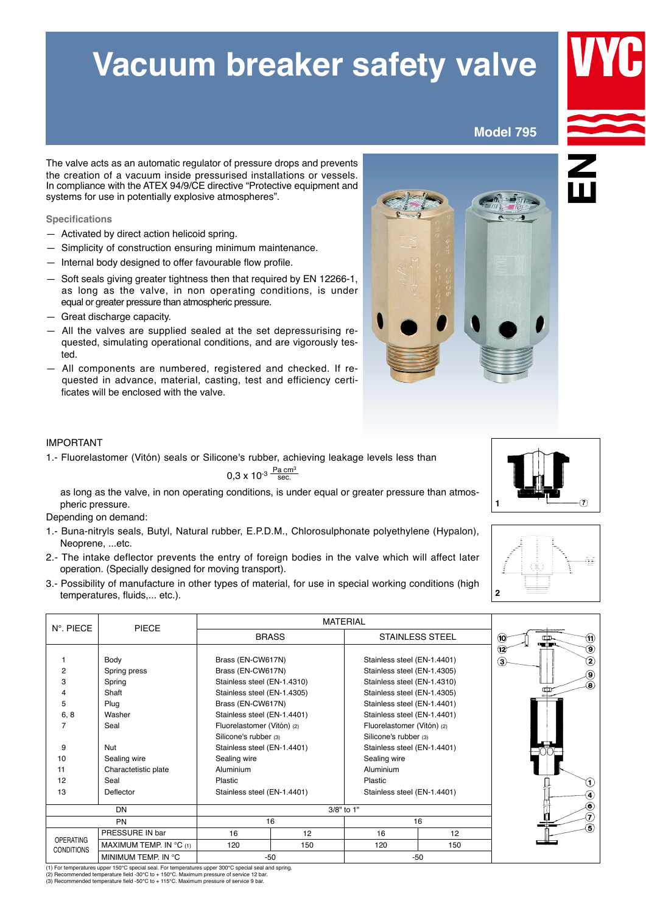# Vacuum breaker safety valve

**Model 795**

**EN**

The valve acts as an automatic regulator of pressure drops and prevents the creation of a vacuum inside pressurised installations or vessels. In compliance with the ATEX 94/9/CE directive "Protective equipment and systems for use in potentially explosive atmospheres".

### Specifications

- Activated by direct action helicoid spring.
- Simplicity of construction ensuring minimum maintenance.
- Internal body designed to offer favourable flow profile.
- Soft seals giving greater tightness then that required by EN 12266-1, as long as the valve, in non operating conditions, is under equal or greater pressure than atmospheric pressure.
- Great discharge capacity.
- All the valves are supplied sealed at the set depressurising requested, simulating operational conditions, and are vigorously tested.
- All components are numbered, registered and checked. If requested in advance, material, casting, test and efficiency certificates will be enclosed with the valve.

IMPORTANT

1.- Fluorelastomer (Vitón) seals or Silicone's rubber, achieving leakage levels less than

$$0{,}3 \times 10^{-3} \ \frac{\text{Pa cm}^3}{\text{sec.}}$$

as long as the valve, in non operating conditions, is under equal or greater pressure than atmospheric pressure.

Depending on demand:

1.- Buna-nitryls seals, Butyl, Natural rubber, E.P.D.M., Chlorosulphonate polyethylene (Hypalon), Neoprene, ...etc.

2.- The intake deflector prevents the entry of foreign bodies in the valve which will affect later operation. (Specially designed for moving transport).

3.- Possibility of manufacture in other types of material, for use in special working conditions (high temperatures, fluids,... etc.).

1

2

| N°. PIECE | PIECE | MATERIAL | | | |
|---|---|---|---|---|---|
| | | BRASS | | STAINLESS STEEL | |
| 1 | Body | Brass (EN-CW617N) | | Stainless steel (EN-1.4401) | |
| 2 | Spring press | Brass (EN-CW617N) | | Stainless steel (EN-1.4305) | |
| 3 | Spring | Stainless steel (EN-1.4310) | | Stainless steel (EN-1.4310) | |
| 4 | Shaft | Stainless steel (EN-1.4305) | | Stainless steel (EN-1.4305) | |
| 5 | Plug | Brass (EN-CW617N) | | Stainless steel (EN-1.4401) | |
| 6, 8 | Washer | Stainless steel (EN-1.4401) | | Stainless steel (EN-1.4401) | |
| 7 | Seal | Fluorelastomer (Vitón) (2) | | Fluorelastomer (Vitón) (2) | |
| | | Silicone's rubber (3) | | Silicone's rubber (3) | |
| 9 | Nut | Stainless steel (EN-1.4401) | | Stainless steel (EN-1.4401) | |
| 10 | Sealing wire | Sealing wire | | Sealing wire | |
| 11 | Charactetistic plate | Aluminium | | Aluminium | |
| 12 | Seal | Plastic | | Plastic | |
| 13 | Deflector | Stainless steel (EN-1.4401) | | Stainless steel (EN-1.4401) | |
| DN | | 3/8" to 1" | | | |
| PN | | 16 | | 16 | |
| OPERATING CONDITIONS | PRESSURE IN bar | 16 | 12 | 16 | 12 |
| | MAXIMUM TEMP. IN °C (1) | 120 | 150 | 120 | 150 |
| | MINIMUM TEMP. IN °C | -50 | | -50 | |

(1) For temperatures upper 150°C special seal. For temperatures upper 300°C special seal and spring.
(2) Recommended temperature field -30°C to + 150°C. Maximum pressure of service 12 bar.
(3) Recommended temperature field -50°C to + 115°C. Maximum pressure of service 9 bar.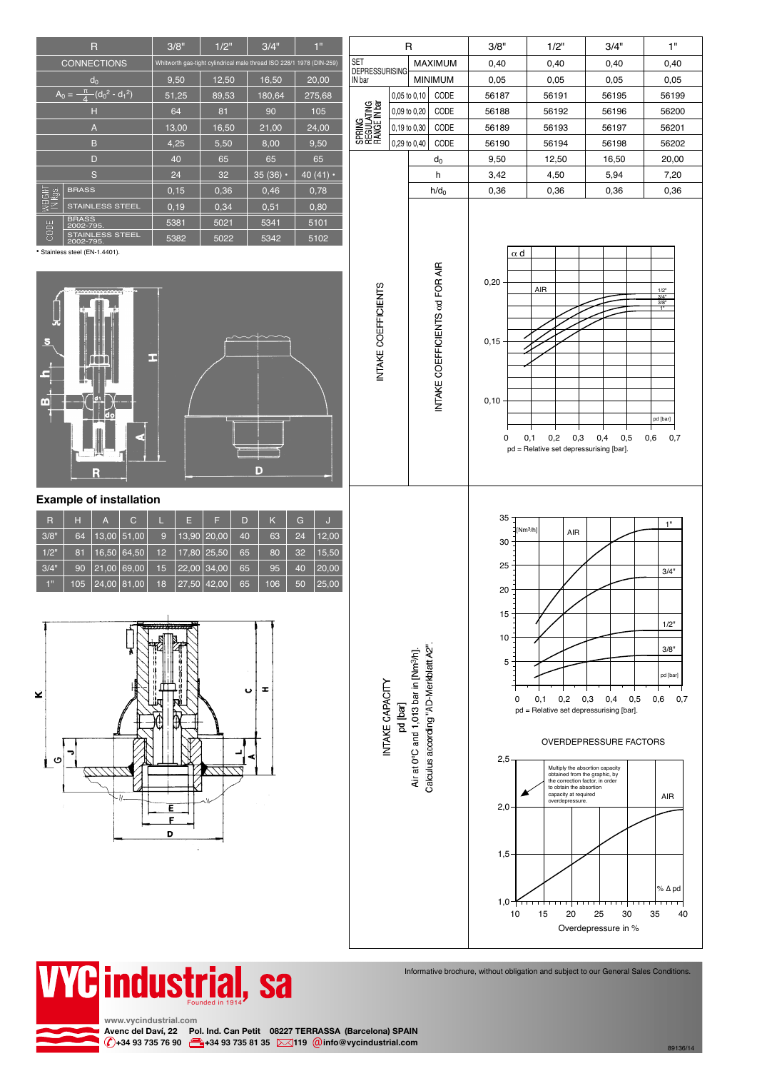| R | | 3/8" | 1/2" | 3/4" | 1" |
|---|---|---|---|---|---|
| CONNECTIONS | | Whitworth gas-tight cylindrical male thread ISO 228/1 1978 (DIN-259) | | | |
| $d_0$ | | 9,50 | 12,50 | 16,50 | 20,00 |
| $A_0 = \frac{\pi}{4}(d_0^2 - d_1^2)$ | | 51,25 | 89,53 | 180,64 | 275,68 |
| H | | 64 | 81 | 90 | 105 |
| A | | 13,00 | 16,50 | 21,00 | 24,00 |
| B | | 4,25 | 5,50 | 8,00 | 9,50 |
| D | | 40 | 65 | 65 | 65 |
| S | | 24 | 32 | 35 (36) • | 40 (41) • |
| WEIGHT IN Kgs. | BRASS | 0,15 | 0,36 | 0,46 | 0,78 |
| | STAINLESS STEEL | 0,19 | 0,34 | 0,51 | 0,80 |
| CODE | BRASS 2002-795. | 5381 | 5021 | 5341 | 5101 |
| | STAINLESS STEEL 2002-795. | 5382 | 5022 | 5342 | 5102 |

• Stainless steel (EN-1.4401).

S
h
B
d1
d0
R
H
A
D

## Example of installation

| R | H | A | C | L | E | F | D | K | G | J |
|---|---|---|---|---|---|---|---|---|---|---|
| 3/8" | 64 | 13,00 | 51,00 | 9 | 13,90 | 20,00 | 40 | 63 | 24 | 12,00 |
| 1/2" | 81 | 16,50 | 64,50 | 12 | 17,80 | 25,50 | 65 | 80 | 32 | 15,50 |
| 3/4" | 90 | 21,00 | 69,00 | 15 | 22,00 | 34,00 | 65 | 95 | 40 | 20,00 |
| 1" | 105 | 24,00 | 81,00 | 18 | 27,50 | 42,00 | 65 | 106 | 50 | 25,00 |

K
G
J
C
H
L
A
E
F
D

| R | | | 3/8" | 1/2" | 3/4" | 1" |
|---|---|---|---|---|---|---|
| SET DEPRESSURISING IN bar | MAXIMUM | | 0,40 | 0,40 | 0,40 | 0,40 |
| | MINIMUM | | 0,05 | 0,05 | 0,05 | 0,05 |
| SPRING REGULATING RANGE IN bar | 0,05 to 0,10 | CODE | 56187 | 56191 | 56195 | 56199 |
| | 0,09 to 0,20 | CODE | 56188 | 56192 | 56196 | 56200 |
| | 0,19 to 0,30 | CODE | 56189 | 56193 | 56197 | 56201 |
| | 0,29 to 0,40 | CODE | 56190 | 56194 | 56198 | 56202 |
| | | $d_0$ | 9,50 | 12,50 | 16,50 | 20,00 |
| | | h | 3,42 | 4,50 | 5,94 | 7,20 |
| | | $h/d_0$ | 0,36 | 0,36 | 0,36 | 0,36 |

INTAKE COEFFICIENTS

INTAKE COEFFICIENTS αd FOR AIR

αd
AIR
0,20
0,15
0,10
1/2"
3/4"
3/8"
1"
pd [bar]
0 0,1 0,2 0,3 0,4 0,5 0,6 0,7
pd = Relative set depressurising [bar].

INTAKE CAPACITY
pd [bar]
Air at 0°C and 1,013 bar in [Nm³/h].
Calculus according "AD-Merkblatt A2".

[Nm³/h]
AIR
35
30
25
20
15
10
5
1"
3/4"
1/2"
3/8"
pd [bar]
0 0,1 0,2 0,3 0,4 0,5 0,6 0,7
pd = Relative set depressurising [bar].

OVERDEPRESSURE FACTORS

Multiply the absorption capacity obtained from the graphic, by the correction factor, in order to obtain the absorption capacity at required overdepressure.
AIR
2,5
2,0
1,5
1,0
% Δ pd
10 15 20 25 30 35 40
Overdepressure in %

Informative brochure, without obligation and subject to our General Sales Conditions.

**VYC industrial, sa**
Founded in 1914

www.vycindustrial.com
**Avenc del Daví, 22 Pol. Ind. Can Petit 08227 TERRASSA (Barcelona) SPAIN**
**+34 93 735 76 90 +34 93 735 81 35 119 info@vycindustrial.com**

89136/14